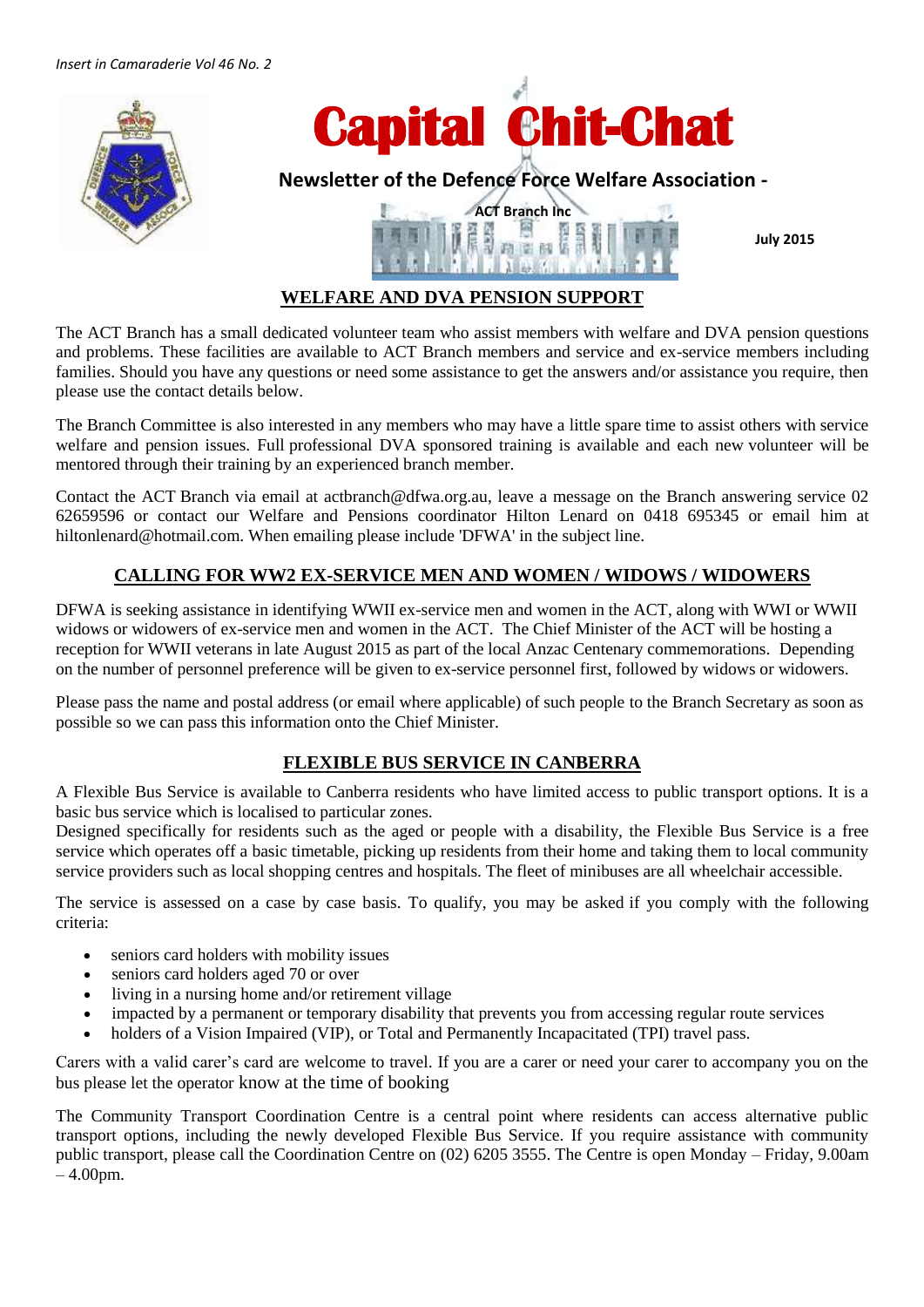*Insert in Camaraderie Vol 46 No. 2*

# Capital Chit-Chat

**Newsletter of the Defence Force Welfare Association - ACT Branch Inc**

**July 2015**

## WELFARE AND DVA PENSION SUPPORT

The ACT Branch has a small dedicated volunteer team who assist members with welfare and DVA pension questions and problems. These facilities are available to ACT Branch members and service and ex-service members including families. Should you have any questions or need some assistance to get the answers and/or assistance you require, then please use the contact details below.

The Branch Committee is also interested in any members who may have a little spare time to assist others with service welfare and pension issues. Full professional DVA sponsored training is available and each new volunteer will be mentored through their training by an experienced branch member.

Contact the ACT Branch via email at actbranch@dfwa.org.au, leave a message on the Branch answering service 02 62659596 or contact our Welfare and Pensions coordinator Hilton Lenard on 0418 695345 or email him at hiltonlenard@hotmail.com. When emailing please include 'DFWA' in the subject line.

## CALLING FOR WW2 EX-SERVICE MEN AND WOMEN / WIDOWS / WIDOWERS

DFWA is seeking assistance in identifying WWII ex-service men and women in the ACT, along with WWI or WWII widows or widowers of ex-service men and women in the ACT. The Chief Minister of the ACT will be hosting a reception for WWII veterans in late August 2015 as part of the local Anzac Centenary commemorations. Depending on the number of personnel preference will be given to ex-service personnel first, followed by widows or widowers.

Please pass the name and postal address (or email where applicable) of such people to the Branch Secretary as soon as possible so we can pass this information onto the Chief Minister.

## FLEXIBLE BUS SERVICE IN CANBERRA

A Flexible Bus Service is available to Canberra residents who have limited access to public transport options. It is a basic bus service which is localised to particular zones.
Designed specifically for residents such as the aged or people with a disability, the Flexible Bus Service is a free service which operates off a basic timetable, picking up residents from their home and taking them to local community service providers such as local shopping centres and hospitals. The fleet of minibuses are all wheelchair accessible.

The service is assessed on a case by case basis. To qualify, you may be asked if you comply with the following criteria:

- seniors card holders with mobility issues
- seniors card holders aged 70 or over
- living in a nursing home and/or retirement village
- impacted by a permanent or temporary disability that prevents you from accessing regular route services
- holders of a Vision Impaired (VIP), or Total and Permanently Incapacitated (TPI) travel pass.

Carers with a valid carer's card are welcome to travel. If you are a carer or need your carer to accompany you on the bus please let the operator know at the time of booking

The Community Transport Coordination Centre is a central point where residents can access alternative public transport options, including the newly developed Flexible Bus Service. If you require assistance with community public transport, please call the Coordination Centre on (02) 6205 3555. The Centre is open Monday – Friday, 9.00am – 4.00pm.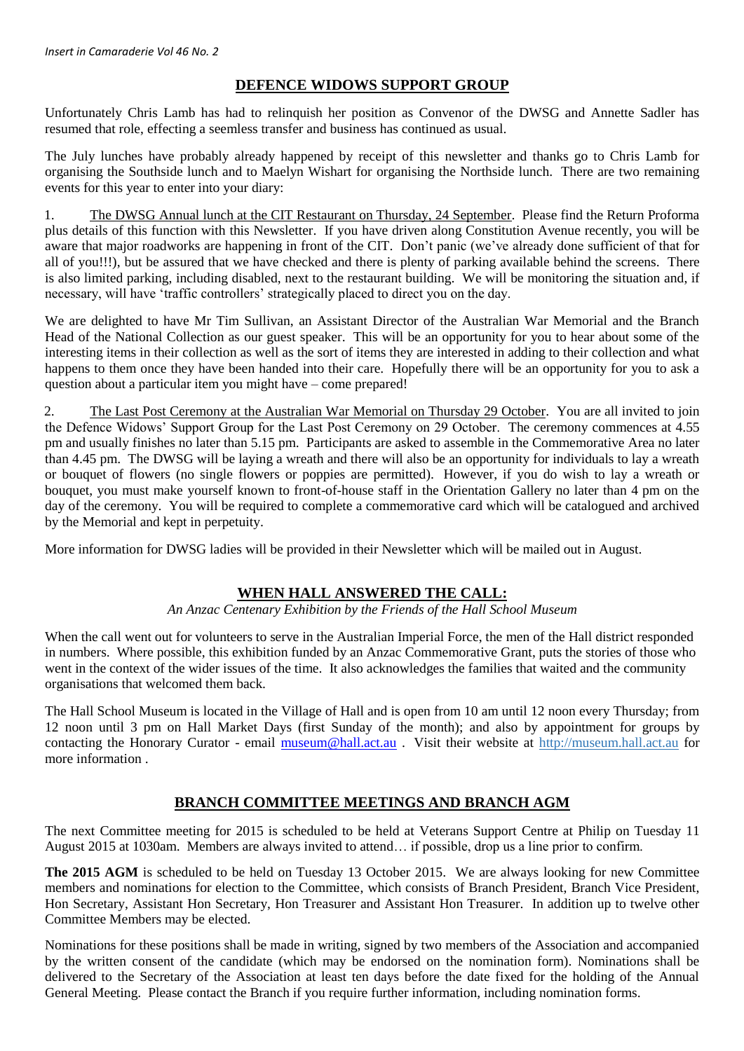*Insert in Camaraderie Vol 46 No. 2*

## DEFENCE WIDOWS SUPPORT GROUP

Unfortunately Chris Lamb has had to relinquish her position as Convenor of the DWSG and Annette Sadler has resumed that role, effecting a seemless transfer and business has continued as usual.

The July lunches have probably already happened by receipt of this newsletter and thanks go to Chris Lamb for organising the Southside lunch and to Maelyn Wishart for organising the Northside lunch. There are two remaining events for this year to enter into your diary:

1. The DWSG Annual lunch at the CIT Restaurant on Thursday, 24 September. Please find the Return Proforma plus details of this function with this Newsletter. If you have driven along Constitution Avenue recently, you will be aware that major roadworks are happening in front of the CIT. Don't panic (we've already done sufficient of that for all of you!!!), but be assured that we have checked and there is plenty of parking available behind the screens. There is also limited parking, including disabled, next to the restaurant building. We will be monitoring the situation and, if necessary, will have 'traffic controllers' strategically placed to direct you on the day.

We are delighted to have Mr Tim Sullivan, an Assistant Director of the Australian War Memorial and the Branch Head of the National Collection as our guest speaker. This will be an opportunity for you to hear about some of the interesting items in their collection as well as the sort of items they are interested in adding to their collection and what happens to them once they have been handed into their care. Hopefully there will be an opportunity for you to ask a question about a particular item you might have – come prepared!

2. The Last Post Ceremony at the Australian War Memorial on Thursday 29 October. You are all invited to join the Defence Widows' Support Group for the Last Post Ceremony on 29 October. The ceremony commences at 4.55 pm and usually finishes no later than 5.15 pm. Participants are asked to assemble in the Commemorative Area no later than 4.45 pm. The DWSG will be laying a wreath and there will also be an opportunity for individuals to lay a wreath or bouquet of flowers (no single flowers or poppies are permitted). However, if you do wish to lay a wreath or bouquet, you must make yourself known to front-of-house staff in the Orientation Gallery no later than 4 pm on the day of the ceremony. You will be required to complete a commemorative card which will be catalogued and archived by the Memorial and kept in perpetuity.

More information for DWSG ladies will be provided in their Newsletter which will be mailed out in August.

## WHEN HALL ANSWERED THE CALL:

*An Anzac Centenary Exhibition by the Friends of the Hall School Museum*

When the call went out for volunteers to serve in the Australian Imperial Force, the men of the Hall district responded in numbers. Where possible, this exhibition funded by an Anzac Commemorative Grant, puts the stories of those who went in the context of the wider issues of the time. It also acknowledges the families that waited and the community organisations that welcomed them back.

The Hall School Museum is located in the Village of Hall and is open from 10 am until 12 noon every Thursday; from 12 noon until 3 pm on Hall Market Days (first Sunday of the month); and also by appointment for groups by contacting the Honorary Curator - email museum@hall.act.au . Visit their website at http://museum.hall.act.au for more information .

## BRANCH COMMITTEE MEETINGS AND BRANCH AGM

The next Committee meeting for 2015 is scheduled to be held at Veterans Support Centre at Philip on Tuesday 11 August 2015 at 1030am. Members are always invited to attend… if possible, drop us a line prior to confirm.

**The 2015 AGM** is scheduled to be held on Tuesday 13 October 2015. We are always looking for new Committee members and nominations for election to the Committee, which consists of Branch President, Branch Vice President, Hon Secretary, Assistant Hon Secretary, Hon Treasurer and Assistant Hon Treasurer. In addition up to twelve other Committee Members may be elected.

Nominations for these positions shall be made in writing, signed by two members of the Association and accompanied by the written consent of the candidate (which may be endorsed on the nomination form). Nominations shall be delivered to the Secretary of the Association at least ten days before the date fixed for the holding of the Annual General Meeting. Please contact the Branch if you require further information, including nomination forms.